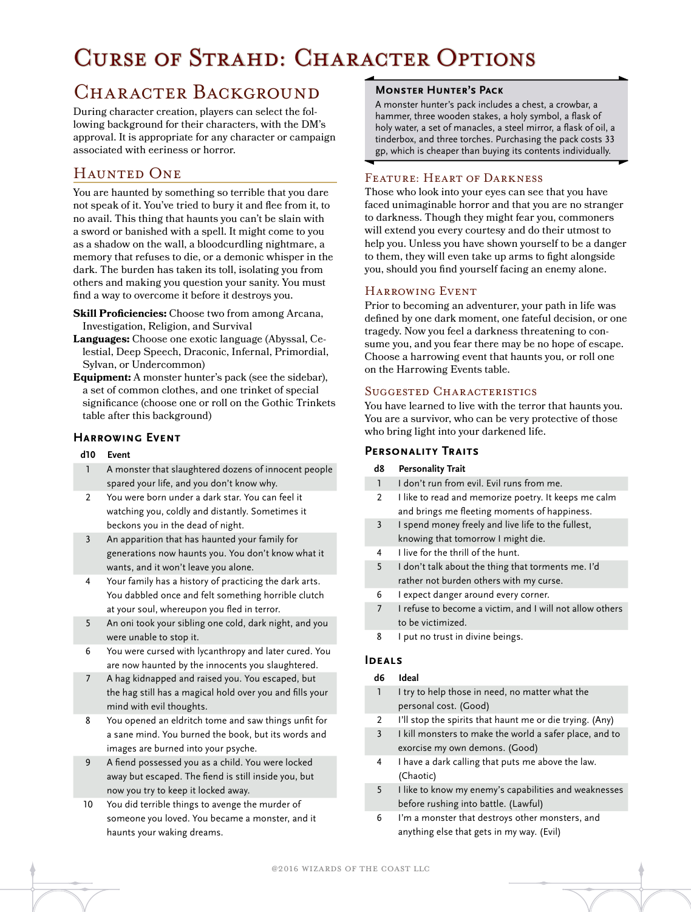# Curse of Strahd: Character Options

## Character Background

During character creation, players can select the following background for their characters, with the DM's approval. It is appropriate for any character or campaign associated with eeriness or horror.

## Haunted One

You are haunted by something so terrible that you dare not speak of it. You've tried to bury it and flee from it, to no avail. This thing that haunts you can't be slain with a sword or banished with a spell. It might come to you as a shadow on the wall, a bloodcurdling nightmare, a memory that refuses to die, or a demonic whisper in the dark. The burden has taken its toll, isolating you from others and making you question your sanity. You must find a way to overcome it before it destroys you.

**Skill Proficiencies:** Choose two from among Arcana, Investigation, Religion, and Survival

**Languages:** Choose one exotic language (Abyssal, Celestial, Deep Speech, Draconic, Infernal, Primordial, Sylvan, or Undercommon)

**Equipment:** A monster hunter's pack (see the sidebar), a set of common clothes, and one trinket of special significance (choose one or roll on the Gothic Trinkets table after this background)

### Harrowing Event

| d10 | Event |
|---|---|
| 1 | A monster that slaughtered dozens of innocent people spared your life, and you don't know why. |
| 2 | You were born under a dark star. You can feel it watching you, coldly and distantly. Sometimes it beckons you in the dead of night. |
| 3 | An apparition that has haunted your family for generations now haunts you. You don't know what it wants, and it won't leave you alone. |
| 4 | Your family has a history of practicing the dark arts. You dabbled once and felt something horrible clutch at your soul, whereupon you fled in terror. |
| 5 | An oni took your sibling one cold, dark night, and you were unable to stop it. |
| 6 | You were cursed with lycanthropy and later cured. You are now haunted by the innocents you slaughtered. |
| 7 | A hag kidnapped and raised you. You escaped, but the hag still has a magical hold over you and fills your mind with evil thoughts. |
| 8 | You opened an eldritch tome and saw things unfit for a sane mind. You burned the book, but its words and images are burned into your psyche. |
| 9 | A fiend possessed you as a child. You were locked away but escaped. The fiend is still inside you, but now you try to keep it locked away. |
| 10 | You did terrible things to avenge the murder of someone you loved. You became a monster, and it haunts your waking dreams. |

> **Monster Hunter's Pack**
>
> A monster hunter's pack includes a chest, a crowbar, a hammer, three wooden stakes, a holy symbol, a flask of holy water, a set of manacles, a steel mirror, a flask of oil, a tinderbox, and three torches. Purchasing the pack costs 33 gp, which is cheaper than buying its contents individually.

### Feature: Heart of Darkness

Those who look into your eyes can see that you have faced unimaginable horror and that you are no stranger to darkness. Though they might fear you, commoners will extend you every courtesy and do their utmost to help you. Unless you have shown yourself to be a danger to them, they will even take up arms to fight alongside you, should you find yourself facing an enemy alone.

### Harrowing Event

Prior to becoming an adventurer, your path in life was defined by one dark moment, one fateful decision, or one tragedy. Now you feel a darkness threatening to consume you, and you fear there may be no hope of escape. Choose a harrowing event that haunts you, or roll one on the Harrowing Events table.

### Suggested Characteristics

You have learned to live with the terror that haunts you. You are a survivor, who can be very protective of those who bring light into your darkened life.

### Personality Traits

| d8 | Personality Trait |
|---|---|
| 1 | I don't run from evil. Evil runs from me. |
| 2 | I like to read and memorize poetry. It keeps me calm and brings me fleeting moments of happiness. |
| 3 | I spend money freely and live life to the fullest, knowing that tomorrow I might die. |
| 4 | I live for the thrill of the hunt. |
| 5 | I don't talk about the thing that torments me. I'd rather not burden others with my curse. |
| 6 | I expect danger around every corner. |
| 7 | I refuse to become a victim, and I will not allow others to be victimized. |
| 8 | I put no trust in divine beings. |

### Ideals

| d6 | Ideal |
|---|---|
| 1 | I try to help those in need, no matter what the personal cost. (Good) |
| 2 | I'll stop the spirits that haunt me or die trying. (Any) |
| 3 | I kill monsters to make the world a safer place, and to exorcise my own demons. (Good) |
| 4 | I have a dark calling that puts me above the law. (Chaotic) |
| 5 | I like to know my enemy's capabilities and weaknesses before rushing into battle. (Lawful) |
| 6 | I'm a monster that destroys other monsters, and anything else that gets in my way. (Evil) |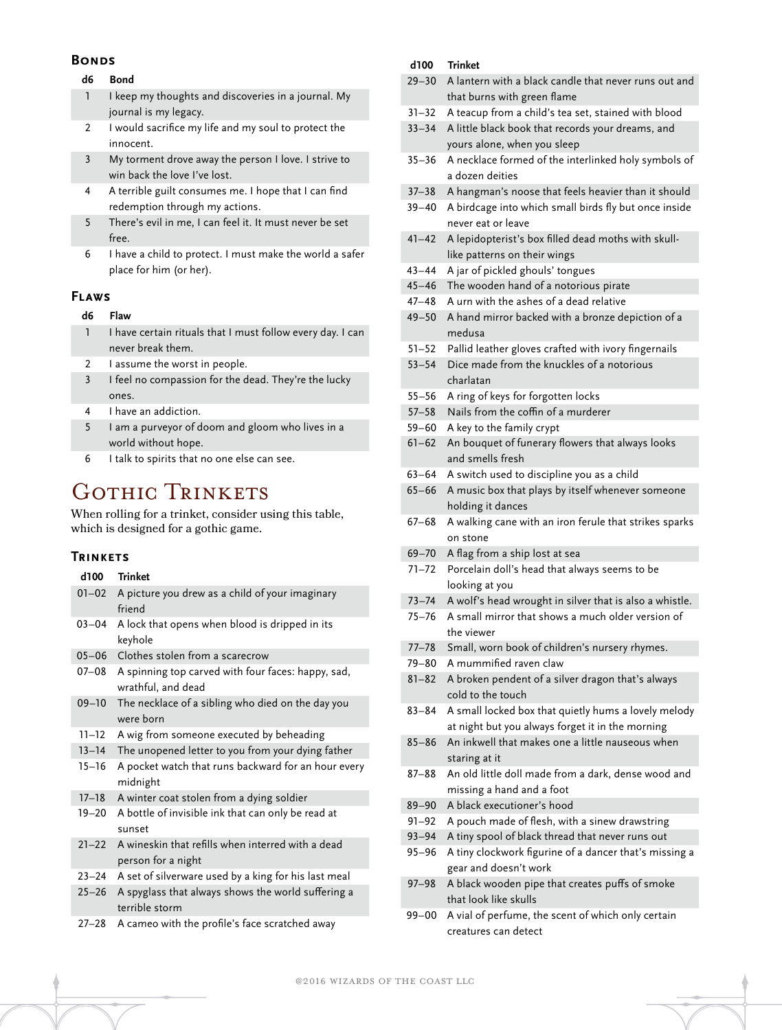### Bonds

| d6 | Bond |
|---|---|
| 1 | I keep my thoughts and discoveries in a journal. My journal is my legacy. |
| 2 | I would sacrifice my life and my soul to protect the innocent. |
| 3 | My torment drove away the person I love. I strive to win back the love I've lost. |
| 4 | A terrible guilt consumes me. I hope that I can find redemption through my actions. |
| 5 | There's evil in me, I can feel it. It must never be set free. |
| 6 | I have a child to protect. I must make the world a safer place for him (or her). |

### Flaws

| d6 | Flaw |
|---|---|
| 1 | I have certain rituals that I must follow every day. I can never break them. |
| 2 | I assume the worst in people. |
| 3 | I feel no compassion for the dead. They're the lucky ones. |
| 4 | I have an addiction. |
| 5 | I am a purveyor of doom and gloom who lives in a world without hope. |
| 6 | I talk to spirits that no one else can see. |

## Gothic Trinkets

When rolling for a trinket, consider using this table, which is designed for a gothic game.

### Trinkets

| d100 | Trinket |
|---|---|
| 01–02 | A picture you drew as a child of your imaginary friend |
| 03–04 | A lock that opens when blood is dripped in its keyhole |
| 05–06 | Clothes stolen from a scarecrow |
| 07–08 | A spinning top carved with four faces: happy, sad, wrathful, and dead |
| 09–10 | The necklace of a sibling who died on the day you were born |
| 11–12 | A wig from someone executed by beheading |
| 13–14 | The unopened letter to you from your dying father |
| 15–16 | A pocket watch that runs backward for an hour every midnight |
| 17–18 | A winter coat stolen from a dying soldier |
| 19–20 | A bottle of invisible ink that can only be read at sunset |
| 21–22 | A wineskin that refills when interred with a dead person for a night |
| 23–24 | A set of silverware used by a king for his last meal |
| 25–26 | A spyglass that always shows the world suffering a terrible storm |
| 27–28 | A cameo with the profile's face scratched away |
| 29–30 | A lantern with a black candle that never runs out and that burns with green flame |
| 31–32 | A teacup from a child's tea set, stained with blood |
| 33–34 | A little black book that records your dreams, and yours alone, when you sleep |
| 35–36 | A necklace formed of the interlinked holy symbols of a dozen deities |
| 37–38 | A hangman's noose that feels heavier than it should |
| 39–40 | A birdcage into which small birds fly but once inside never eat or leave |
| 41–42 | A lepidopterist's box filled dead moths with skull-like patterns on their wings |
| 43–44 | A jar of pickled ghouls' tongues |
| 45–46 | The wooden hand of a notorious pirate |
| 47–48 | A urn with the ashes of a dead relative |
| 49–50 | A hand mirror backed with a bronze depiction of a medusa |
| 51–52 | Pallid leather gloves crafted with ivory fingernails |
| 53–54 | Dice made from the knuckles of a notorious charlatan |
| 55–56 | A ring of keys for forgotten locks |
| 57–58 | Nails from the coffin of a murderer |
| 59–60 | A key to the family crypt |
| 61–62 | An bouquet of funerary flowers that always looks and smells fresh |
| 63–64 | A switch used to discipline you as a child |
| 65–66 | A music box that plays by itself whenever someone holding it dances |
| 67–68 | A walking cane with an iron ferule that strikes sparks on stone |
| 69–70 | A flag from a ship lost at sea |
| 71–72 | Porcelain doll's head that always seems to be looking at you |
| 73–74 | A wolf's head wrought in silver that is also a whistle. |
| 75–76 | A small mirror that shows a much older version of the viewer |
| 77–78 | Small, worn book of children's nursery rhymes. |
| 79–80 | A mummified raven claw |
| 81–82 | A broken pendent of a silver dragon that's always cold to the touch |
| 83–84 | A small locked box that quietly hums a lovely melody at night but you always forget it in the morning |
| 85–86 | An inkwell that makes one a little nauseous when staring at it |
| 87–88 | An old little doll made from a dark, dense wood and missing a hand and a foot |
| 89–90 | A black executioner's hood |
| 91–92 | A pouch made of flesh, with a sinew drawstring |
| 93–94 | A tiny spool of black thread that never runs out |
| 95–96 | A tiny clockwork figurine of a dancer that's missing a gear and doesn't work |
| 97–98 | A black wooden pipe that creates puffs of smoke that look like skulls |
| 99–00 | A vial of perfume, the scent of which only certain creatures can detect |

©2016 Wizards of the Coast LLC